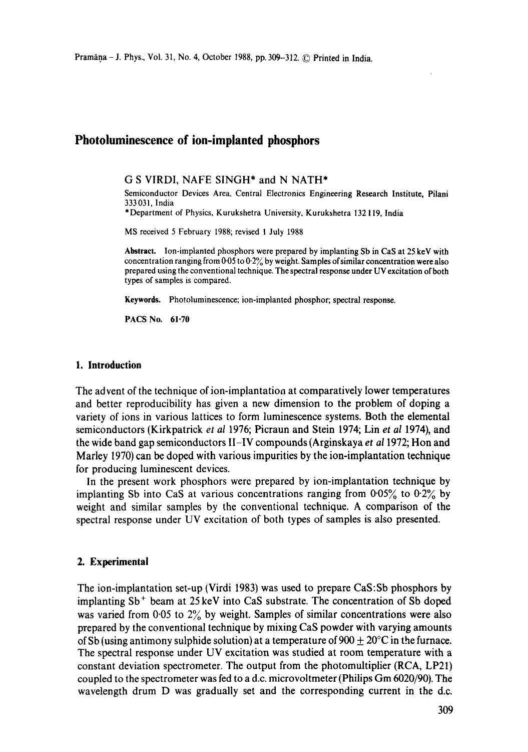# Photoluminescence of ion-implanted phosphors

G S VIRDI, NAFE SINGH* and N NATH*

Semiconductor Devices Area, Central Electronics Engineering Research Institute, Pilani 333 031, India

*Department of Physics, Kurukshetra University, Kurukshetra 132 119, India

MS received 5 February 1988; revised 1 July 1988

**Abstract.** Ion-implanted phosphors were prepared by implanting Sb in CaS at 25 keV with concentration ranging from 0·05 to 0·2% by weight. Samples of similar concentration were also prepared using the conventional technique. The spectral response under UV excitation of both types of samples is compared.

**Keywords.** Photoluminescence; ion-implanted phosphor; spectral response.

**PACS No. 61·70**

## 1. Introduction

The advent of the technique of ion-implantation at comparatively lower temperatures and better reproducibility has given a new dimension to the problem of doping a variety of ions in various lattices to form luminescence systems. Both the elemental semiconductors (Kirkpatrick *et al* 1976; Picraun and Stein 1974; Lin *et al* 1974), and the wide band gap semiconductors II–IV compounds (Arginskaya *et al* 1972; Hon and Marley 1970) can be doped with various impurities by the ion-implantation technique for producing luminescent devices.

In the present work phosphors were prepared by ion-implantation technique by implanting Sb into CaS at various concentrations ranging from 0·05% to 0·2% by weight and similar samples by the conventional technique. A comparison of the spectral response under UV excitation of both types of samples is also presented.

## 2. Experimental

The ion-implantation set-up (Virdi 1983) was used to prepare CaS:Sb phosphors by implanting $Sb^+$ beam at 25 keV into CaS substrate. The concentration of Sb doped was varied from 0·05 to 2% by weight. Samples of similar concentrations were also prepared by the conventional technique by mixing CaS powder with varying amounts of Sb (using antimony sulphide solution) at a temperature of $900 \pm 20°C$ in the furnace. The spectral response under UV excitation was studied at room temperature with a constant deviation spectrometer. The output from the photomultiplier (RCA, LP21) coupled to the spectrometer was fed to a d.c. microvoltmeter (Philips Gm 6020/90). The wavelength drum D was gradually set and the corresponding current in the d.c.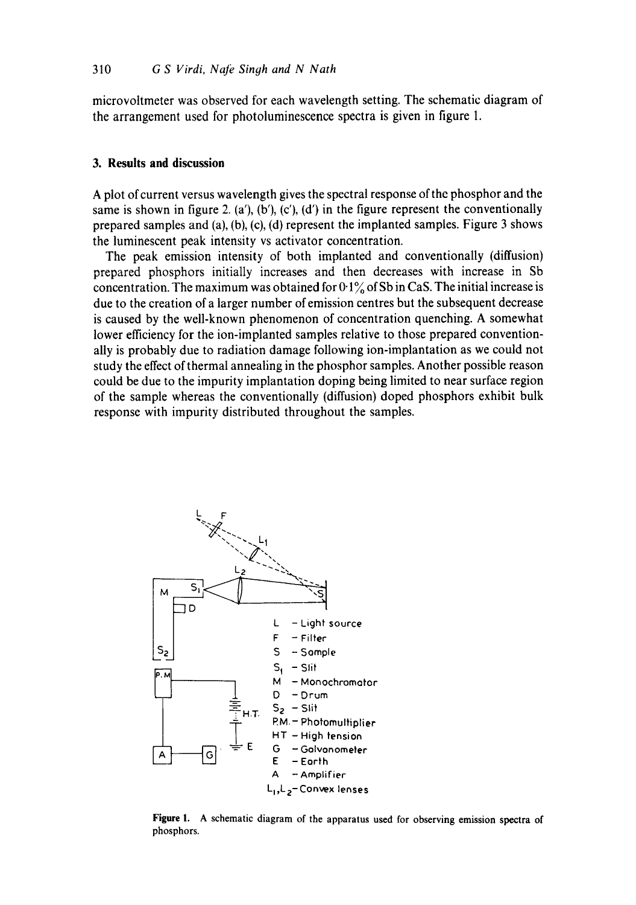microvoltmeter was observed for each wavelength setting. The schematic diagram of the arrangement used for photoluminescence spectra is given in figure 1.

## 3. Results and discussion

A plot of current versus wavelength gives the spectral response of the phosphor and the same is shown in figure 2. (a′), (b′), (c′), (d′) in the figure represent the conventionally prepared samples and (a), (b), (c), (d) represent the implanted samples. Figure 3 shows the luminescent peak intensity vs activator concentration.

The peak emission intensity of both implanted and conventionally (diffusion) prepared phosphors initially increases and then decreases with increase in Sb concentration. The maximum was obtained for 0·1% of Sb in CaS. The initial increase is due to the creation of a larger number of emission centres but the subsequent decrease is caused by the well-known phenomenon of concentration quenching. A somewhat lower efficiency for the ion-implanted samples relative to those prepared conventionally is probably due to radiation damage following ion-implantation as we could not study the effect of thermal annealing in the phosphor samples. Another possible reason could be due to the impurity implantation doping being limited to near surface region of the sample whereas the conventionally (diffusion) doped phosphors exhibit bulk response with impurity distributed throughout the samples.

L - Light source
F - Filter
S - Sample
$S_1$ - Slit
M - Monochromator
D - Drum
$S_2$ - Slit
P.M. - Photomultiplier
HT - High tension
G - Galvanometer
E - Earth
A - Amplifier
$L_1, L_2$ - Convex lenses

**Figure 1.** A schematic diagram of the apparatus used for observing emission spectra of phosphors.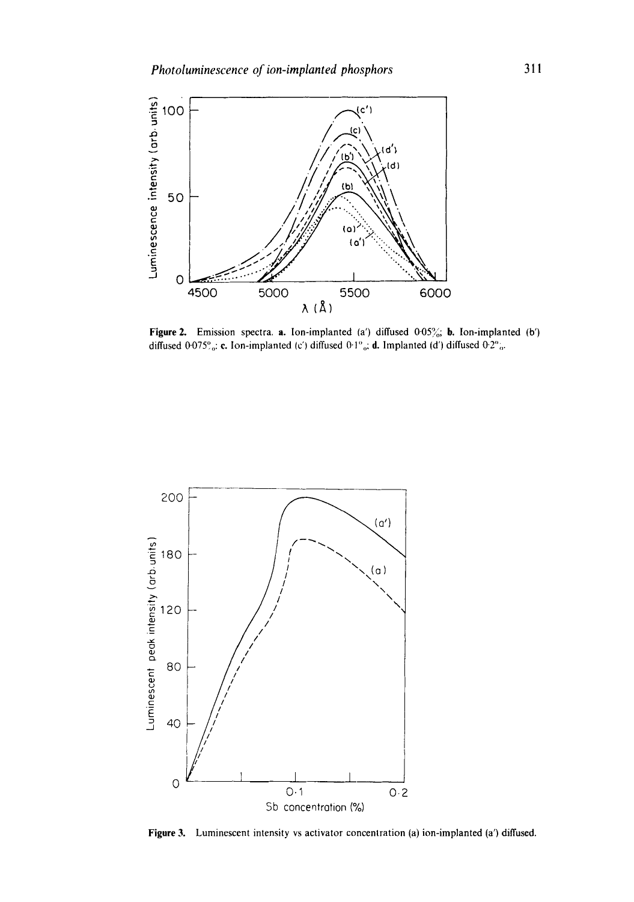**Figure 2.** Emission spectra. **a.** Ion-implanted (a′) diffused 0·05%; **b.** Ion-implanted (b′) diffused 0·075%; **c.** Ion-implanted (c′) diffused 0·1%; **d.** Implanted (d′) diffused 0·2%.

**Figure 3.** Luminescent intensity vs activator concentration (a) ion-implanted (a′) diffused.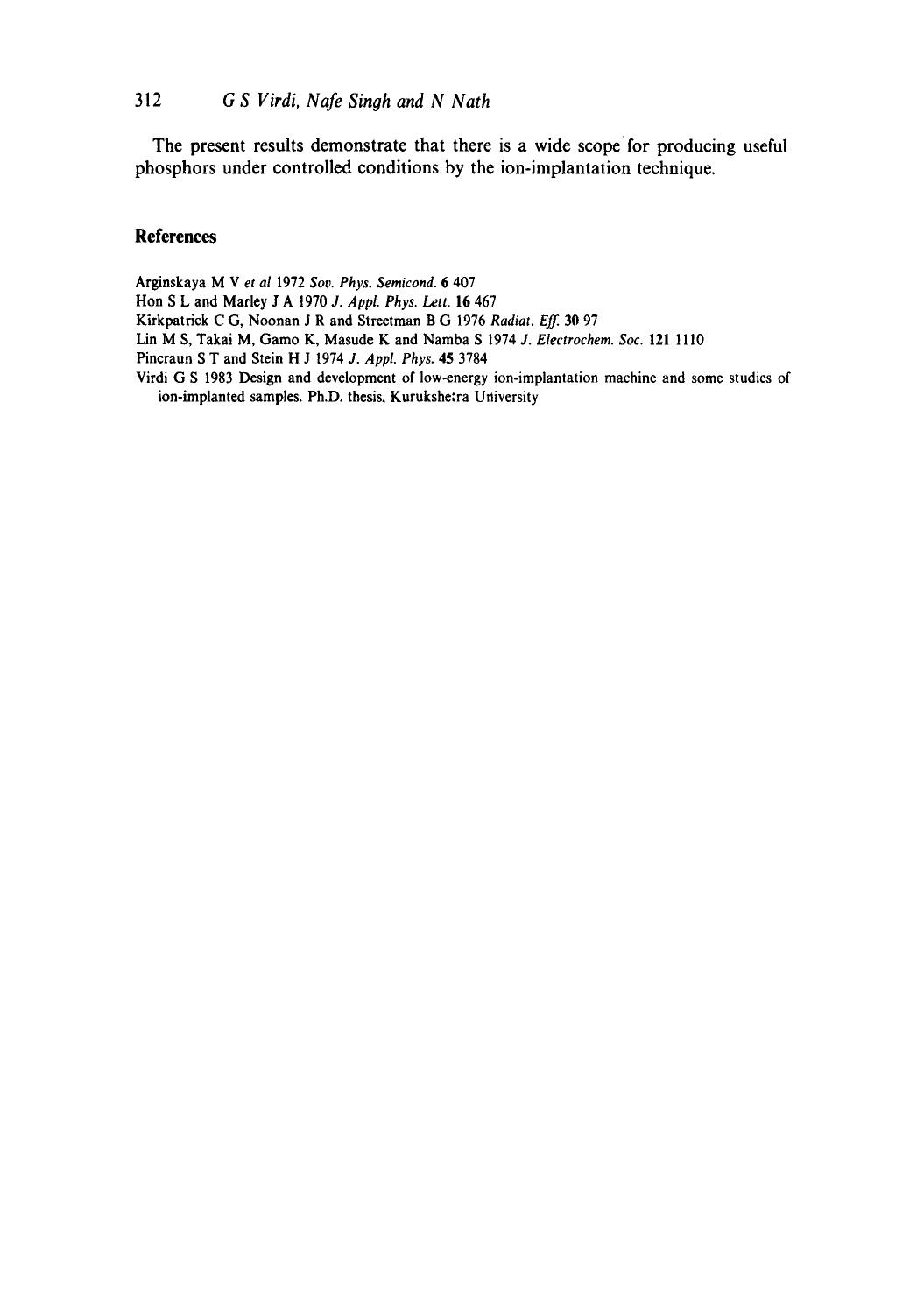The present results demonstrate that there is a wide scope for producing useful phosphors under controlled conditions by the ion-implantation technique.

## References

Arginskaya M V *et al* 1972 *Sov. Phys. Semicond.* **6** 407

Hon S L and Marley J A 1970 *J. Appl. Phys. Lett.* **16** 467

Kirkpatrick C G, Noonan J R and Streetman B G 1976 *Radiat. Eff.* **30** 97

Lin M S, Takai M, Gamo K, Masude K and Namba S 1974 *J. Electrochem. Soc.* **121** 1110

Pincraun S T and Stein H J 1974 *J. Appl. Phys.* **45** 3784

Virdi G S 1983 Design and development of low-energy ion-implantation machine and some studies of ion-implanted samples. Ph.D. thesis, Kurukshetra University